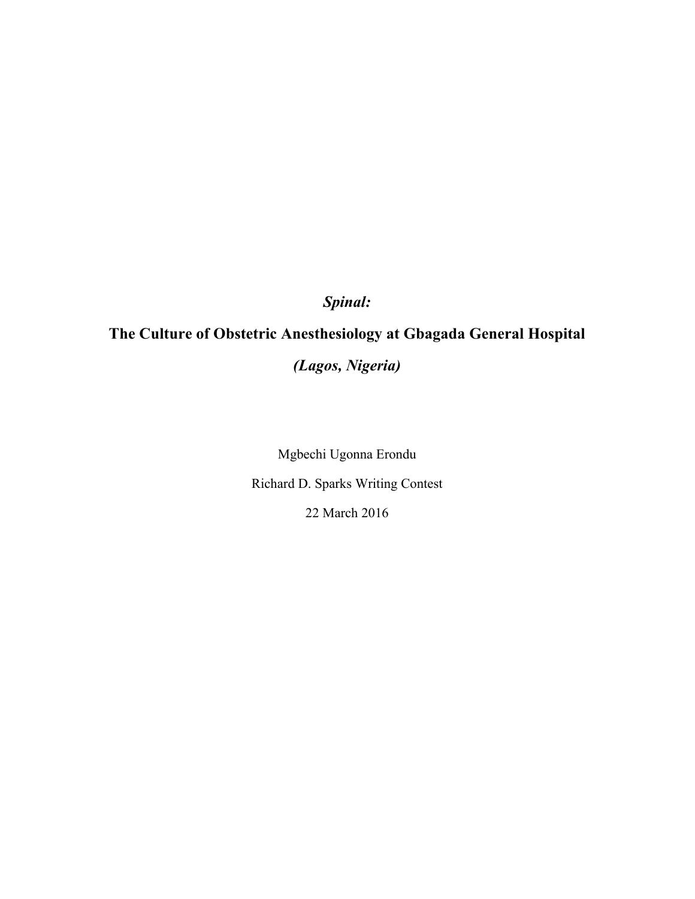# *Spinal:*

# The Culture of Obstetric Anesthesiology at Gbagada General Hospital

# *(Lagos, Nigeria)*

Mgbechi Ugonna Erondu

Richard D. Sparks Writing Contest

22 March 2016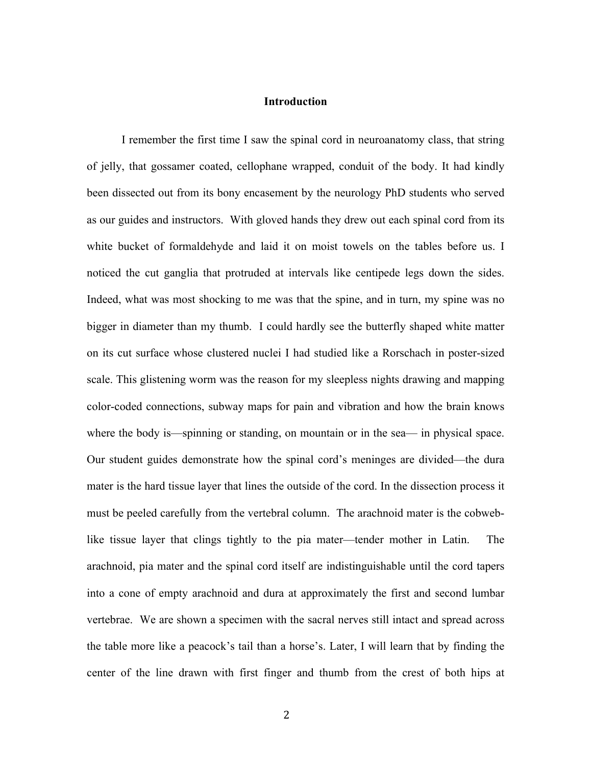# Introduction

I remember the first time I saw the spinal cord in neuroanatomy class, that string of jelly, that gossamer coated, cellophane wrapped, conduit of the body. It had kindly been dissected out from its bony encasement by the neurology PhD students who served as our guides and instructors. With gloved hands they drew out each spinal cord from its white bucket of formaldehyde and laid it on moist towels on the tables before us. I noticed the cut ganglia that protruded at intervals like centipede legs down the sides. Indeed, what was most shocking to me was that the spine, and in turn, my spine was no bigger in diameter than my thumb. I could hardly see the butterfly shaped white matter on its cut surface whose clustered nuclei I had studied like a Rorschach in poster-sized scale. This glistening worm was the reason for my sleepless nights drawing and mapping color-coded connections, subway maps for pain and vibration and how the brain knows where the body is—spinning or standing, on mountain or in the sea— in physical space. Our student guides demonstrate how the spinal cord's meninges are divided—the dura mater is the hard tissue layer that lines the outside of the cord. In the dissection process it must be peeled carefully from the vertebral column. The arachnoid mater is the cobweb-like tissue layer that clings tightly to the pia mater—tender mother in Latin. The arachnoid, pia mater and the spinal cord itself are indistinguishable until the cord tapers into a cone of empty arachnoid and dura at approximately the first and second lumbar vertebrae. We are shown a specimen with the sacral nerves still intact and spread across the table more like a peacock's tail than a horse's. Later, I will learn that by finding the center of the line drawn with first finger and thumb from the crest of both hips at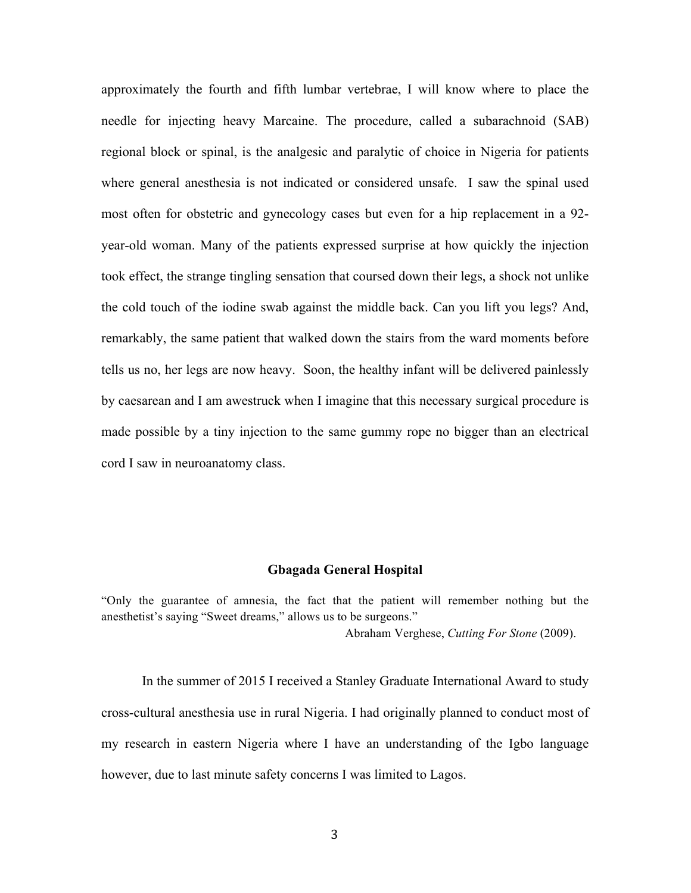approximately the fourth and fifth lumbar vertebrae, I will know where to place the needle for injecting heavy Marcaine. The procedure, called a subarachnoid (SAB) regional block or spinal, is the analgesic and paralytic of choice in Nigeria for patients where general anesthesia is not indicated or considered unsafe. I saw the spinal used most often for obstetric and gynecology cases but even for a hip replacement in a 92-year-old woman. Many of the patients expressed surprise at how quickly the injection took effect, the strange tingling sensation that coursed down their legs, a shock not unlike the cold touch of the iodine swab against the middle back. Can you lift you legs? And, remarkably, the same patient that walked down the stairs from the ward moments before tells us no, her legs are now heavy. Soon, the healthy infant will be delivered painlessly by caesarean and I am awestruck when I imagine that this necessary surgical procedure is made possible by a tiny injection to the same gummy rope no bigger than an electrical cord I saw in neuroanatomy class.

## Gbagada General Hospital

"Only the guarantee of amnesia, the fact that the patient will remember nothing but the anesthetist's saying "Sweet dreams," allows us to be surgeons."

Abraham Verghese, *Cutting For Stone* (2009).

In the summer of 2015 I received a Stanley Graduate International Award to study cross-cultural anesthesia use in rural Nigeria. I had originally planned to conduct most of my research in eastern Nigeria where I have an understanding of the Igbo language however, due to last minute safety concerns I was limited to Lagos.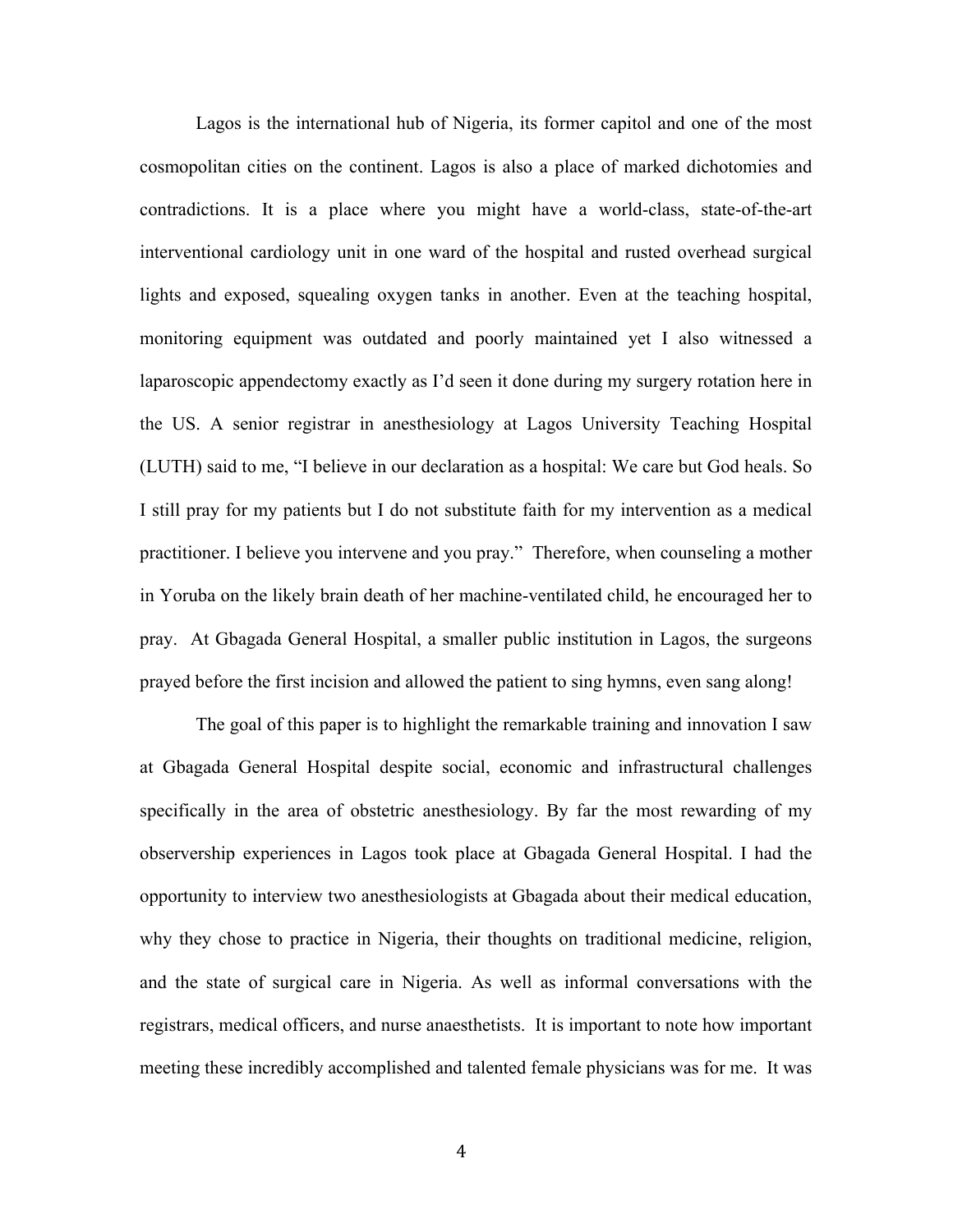Lagos is the international hub of Nigeria, its former capitol and one of the most cosmopolitan cities on the continent. Lagos is also a place of marked dichotomies and contradictions. It is a place where you might have a world-class, state-of-the-art interventional cardiology unit in one ward of the hospital and rusted overhead surgical lights and exposed, squealing oxygen tanks in another. Even at the teaching hospital, monitoring equipment was outdated and poorly maintained yet I also witnessed a laparoscopic appendectomy exactly as I'd seen it done during my surgery rotation here in the US. A senior registrar in anesthesiology at Lagos University Teaching Hospital (LUTH) said to me, "I believe in our declaration as a hospital: We care but God heals. So I still pray for my patients but I do not substitute faith for my intervention as a medical practitioner. I believe you intervene and you pray." Therefore, when counseling a mother in Yoruba on the likely brain death of her machine-ventilated child, he encouraged her to pray. At Gbagada General Hospital, a smaller public institution in Lagos, the surgeons prayed before the first incision and allowed the patient to sing hymns, even sang along!

The goal of this paper is to highlight the remarkable training and innovation I saw at Gbagada General Hospital despite social, economic and infrastructural challenges specifically in the area of obstetric anesthesiology. By far the most rewarding of my observership experiences in Lagos took place at Gbagada General Hospital. I had the opportunity to interview two anesthesiologists at Gbagada about their medical education, why they chose to practice in Nigeria, their thoughts on traditional medicine, religion, and the state of surgical care in Nigeria. As well as informal conversations with the registrars, medical officers, and nurse anaesthetists. It is important to note how important meeting these incredibly accomplished and talented female physicians was for me. It was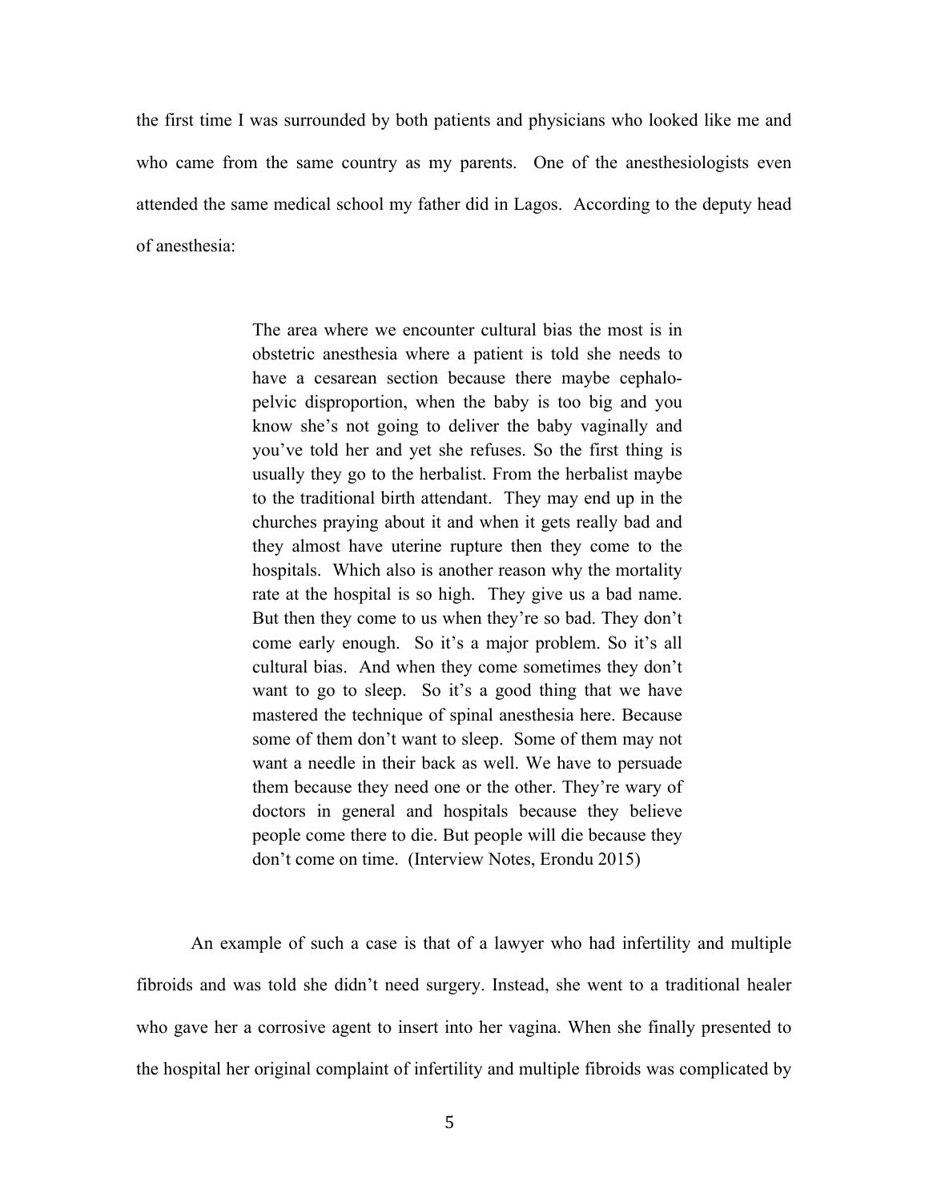the first time I was surrounded by both patients and physicians who looked like me and who came from the same country as my parents. One of the anesthesiologists even attended the same medical school my father did in Lagos. According to the deputy head of anesthesia:

> The area where we encounter cultural bias the most is in obstetric anesthesia where a patient is told she needs to have a cesarean section because there maybe cephalo-pelvic disproportion, when the baby is too big and you know she's not going to deliver the baby vaginally and you've told her and yet she refuses. So the first thing is usually they go to the herbalist. From the herbalist maybe to the traditional birth attendant. They may end up in the churches praying about it and when it gets really bad and they almost have uterine rupture then they come to the hospitals. Which also is another reason why the mortality rate at the hospital is so high. They give us a bad name. But then they come to us when they're so bad. They don't come early enough. So it's a major problem. So it's all cultural bias. And when they come sometimes they don't want to go to sleep. So it's a good thing that we have mastered the technique of spinal anesthesia here. Because some of them don't want to sleep. Some of them may not want a needle in their back as well. We have to persuade them because they need one or the other. They're wary of doctors in general and hospitals because they believe people come there to die. But people will die because they don't come on time. (Interview Notes, Erondu 2015)

An example of such a case is that of a lawyer who had infertility and multiple fibroids and was told she didn't need surgery. Instead, she went to a traditional healer who gave her a corrosive agent to insert into her vagina. When she finally presented to the hospital her original complaint of infertility and multiple fibroids was complicated by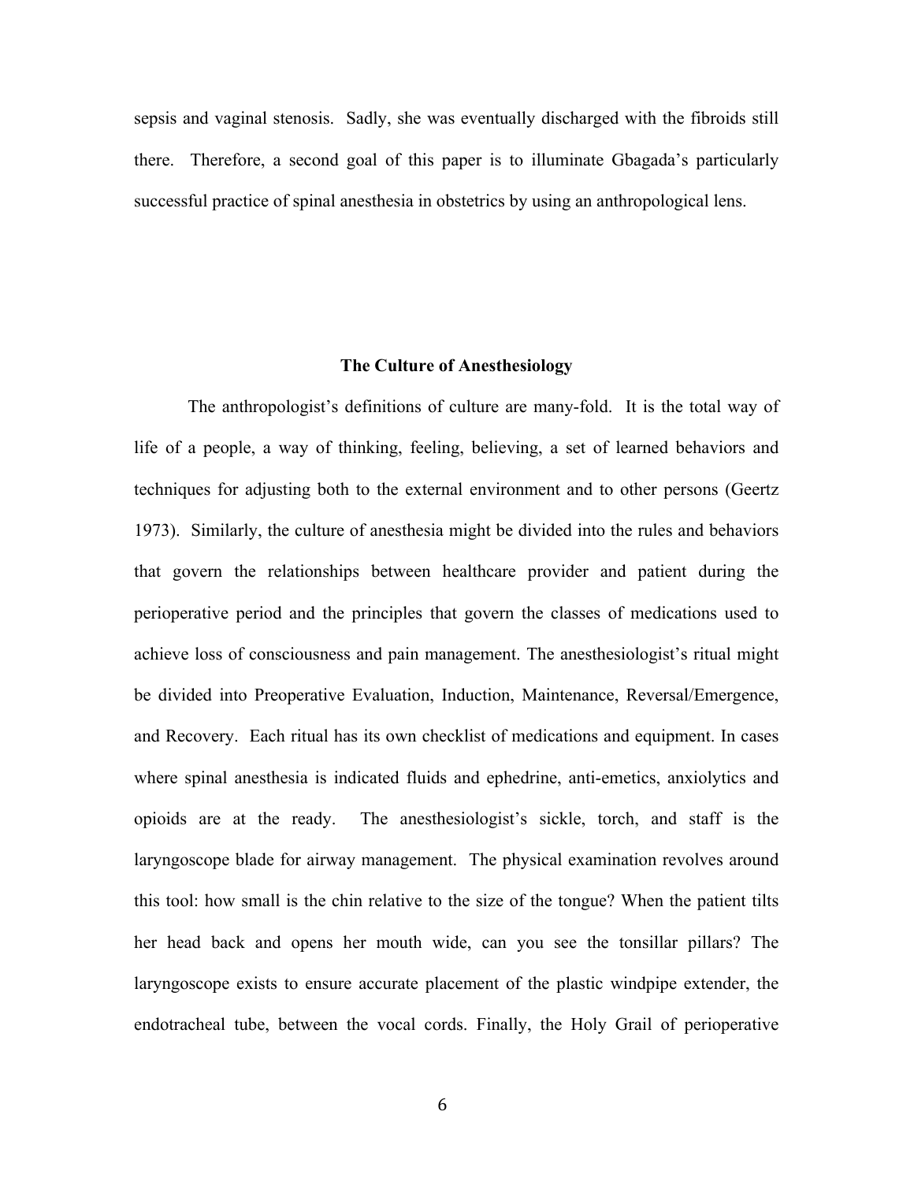sepsis and vaginal stenosis. Sadly, she was eventually discharged with the fibroids still there. Therefore, a second goal of this paper is to illuminate Gbagada's particularly successful practice of spinal anesthesia in obstetrics by using an anthropological lens.

## The Culture of Anesthesiology

The anthropologist's definitions of culture are many-fold. It is the total way of life of a people, a way of thinking, feeling, believing, a set of learned behaviors and techniques for adjusting both to the external environment and to other persons (Geertz 1973). Similarly, the culture of anesthesia might be divided into the rules and behaviors that govern the relationships between healthcare provider and patient during the perioperative period and the principles that govern the classes of medications used to achieve loss of consciousness and pain management. The anesthesiologist's ritual might be divided into Preoperative Evaluation, Induction, Maintenance, Reversal/Emergence, and Recovery. Each ritual has its own checklist of medications and equipment. In cases where spinal anesthesia is indicated fluids and ephedrine, anti-emetics, anxiolytics and opioids are at the ready. The anesthesiologist's sickle, torch, and staff is the laryngoscope blade for airway management. The physical examination revolves around this tool: how small is the chin relative to the size of the tongue? When the patient tilts her head back and opens her mouth wide, can you see the tonsillar pillars? The laryngoscope exists to ensure accurate placement of the plastic windpipe extender, the endotracheal tube, between the vocal cords. Finally, the Holy Grail of perioperative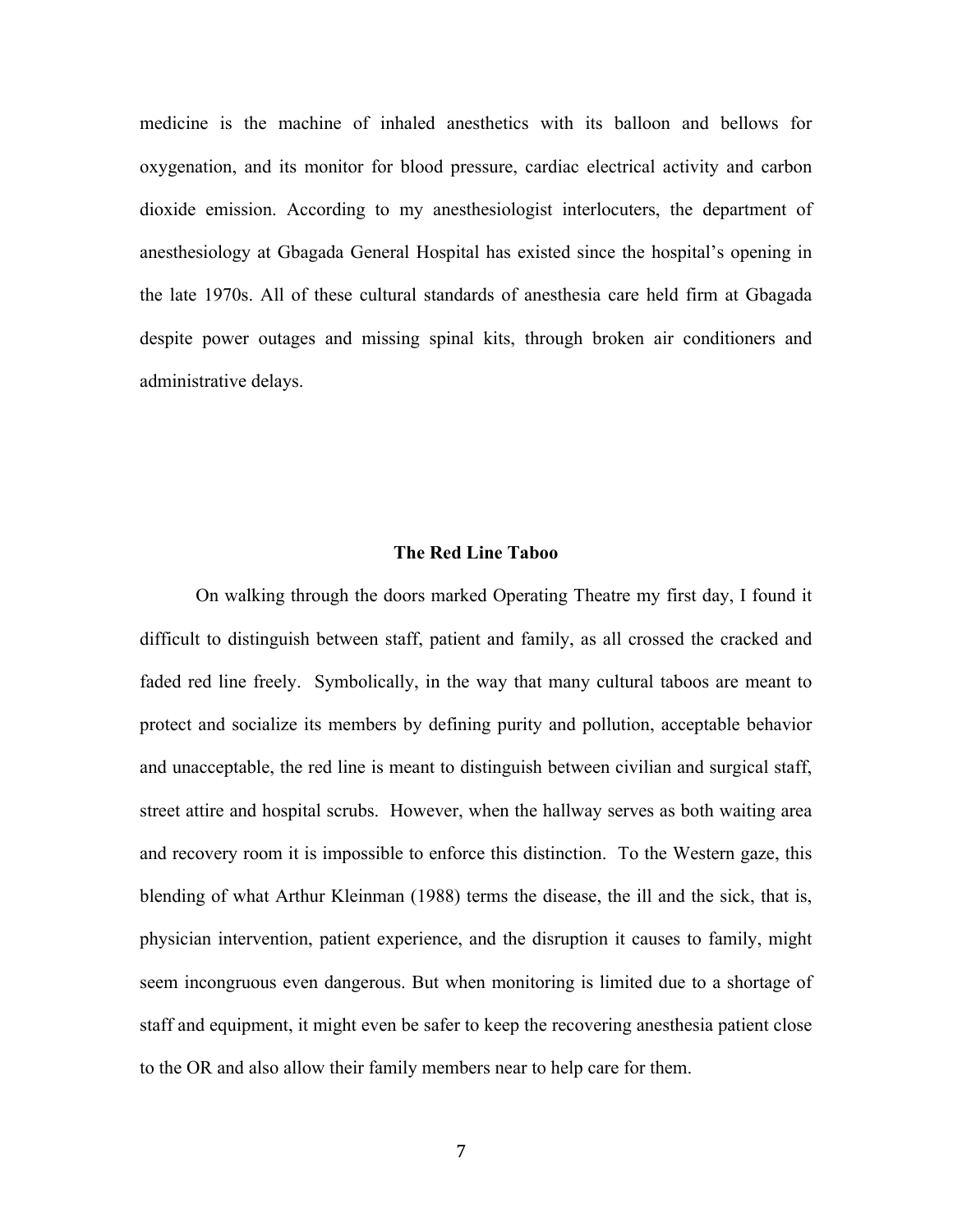medicine is the machine of inhaled anesthetics with its balloon and bellows for oxygenation, and its monitor for blood pressure, cardiac electrical activity and carbon dioxide emission. According to my anesthesiologist interlocuters, the department of anesthesiology at Gbagada General Hospital has existed since the hospital's opening in the late 1970s. All of these cultural standards of anesthesia care held firm at Gbagada despite power outages and missing spinal kits, through broken air conditioners and administrative delays.

## The Red Line Taboo

On walking through the doors marked Operating Theatre my first day, I found it difficult to distinguish between staff, patient and family, as all crossed the cracked and faded red line freely. Symbolically, in the way that many cultural taboos are meant to protect and socialize its members by defining purity and pollution, acceptable behavior and unacceptable, the red line is meant to distinguish between civilian and surgical staff, street attire and hospital scrubs. However, when the hallway serves as both waiting area and recovery room it is impossible to enforce this distinction. To the Western gaze, this blending of what Arthur Kleinman (1988) terms the disease, the ill and the sick, that is, physician intervention, patient experience, and the disruption it causes to family, might seem incongruous even dangerous. But when monitoring is limited due to a shortage of staff and equipment, it might even be safer to keep the recovering anesthesia patient close to the OR and also allow their family members near to help care for them.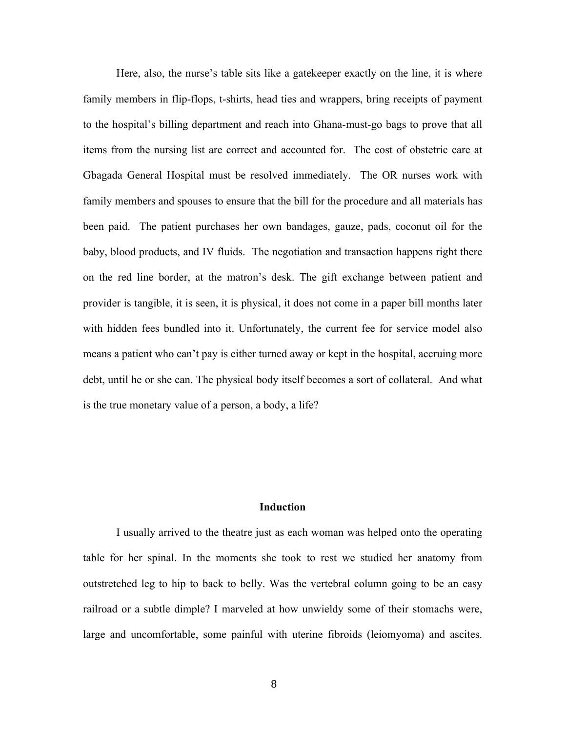Here, also, the nurse's table sits like a gatekeeper exactly on the line, it is where family members in flip-flops, t-shirts, head ties and wrappers, bring receipts of payment to the hospital's billing department and reach into Ghana-must-go bags to prove that all items from the nursing list are correct and accounted for. The cost of obstetric care at Gbagada General Hospital must be resolved immediately. The OR nurses work with family members and spouses to ensure that the bill for the procedure and all materials has been paid. The patient purchases her own bandages, gauze, pads, coconut oil for the baby, blood products, and IV fluids. The negotiation and transaction happens right there on the red line border, at the matron's desk. The gift exchange between patient and provider is tangible, it is seen, it is physical, it does not come in a paper bill months later with hidden fees bundled into it. Unfortunately, the current fee for service model also means a patient who can't pay is either turned away or kept in the hospital, accruing more debt, until he or she can. The physical body itself becomes a sort of collateral. And what is the true monetary value of a person, a body, a life?

## Induction

I usually arrived to the theatre just as each woman was helped onto the operating table for her spinal. In the moments she took to rest we studied her anatomy from outstretched leg to hip to back to belly. Was the vertebral column going to be an easy railroad or a subtle dimple? I marveled at how unwieldy some of their stomachs were, large and uncomfortable, some painful with uterine fibroids (leiomyoma) and ascites.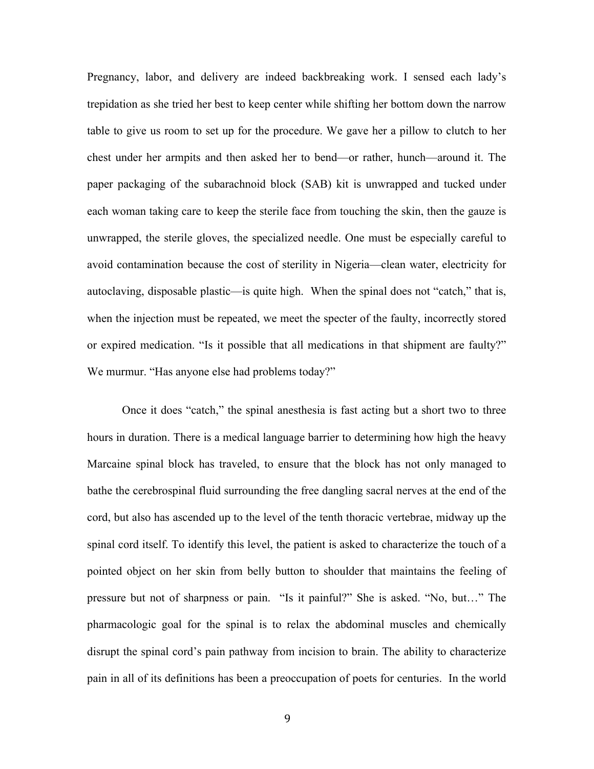Pregnancy, labor, and delivery are indeed backbreaking work. I sensed each lady's trepidation as she tried her best to keep center while shifting her bottom down the narrow table to give us room to set up for the procedure. We gave her a pillow to clutch to her chest under her armpits and then asked her to bend—or rather, hunch—around it. The paper packaging of the subarachnoid block (SAB) kit is unwrapped and tucked under each woman taking care to keep the sterile face from touching the skin, then the gauze is unwrapped, the sterile gloves, the specialized needle. One must be especially careful to avoid contamination because the cost of sterility in Nigeria—clean water, electricity for autoclaving, disposable plastic—is quite high. When the spinal does not "catch," that is, when the injection must be repeated, we meet the specter of the faulty, incorrectly stored or expired medication. "Is it possible that all medications in that shipment are faulty?" We murmur. "Has anyone else had problems today?"

Once it does "catch," the spinal anesthesia is fast acting but a short two to three hours in duration. There is a medical language barrier to determining how high the heavy Marcaine spinal block has traveled, to ensure that the block has not only managed to bathe the cerebrospinal fluid surrounding the free dangling sacral nerves at the end of the cord, but also has ascended up to the level of the tenth thoracic vertebrae, midway up the spinal cord itself. To identify this level, the patient is asked to characterize the touch of a pointed object on her skin from belly button to shoulder that maintains the feeling of pressure but not of sharpness or pain. "Is it painful?" She is asked. "No, but…" The pharmacologic goal for the spinal is to relax the abdominal muscles and chemically disrupt the spinal cord's pain pathway from incision to brain. The ability to characterize pain in all of its definitions has been a preoccupation of poets for centuries. In the world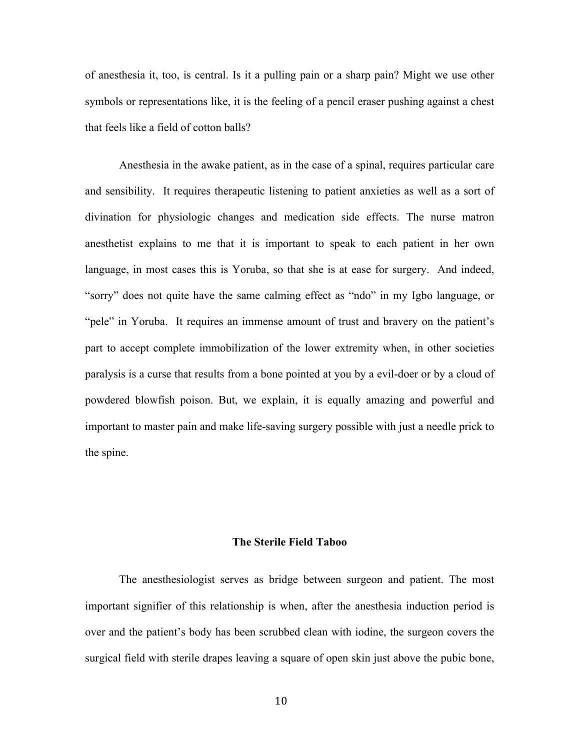of anesthesia it, too, is central. Is it a pulling pain or a sharp pain? Might we use other symbols or representations like, it is the feeling of a pencil eraser pushing against a chest that feels like a field of cotton balls?

Anesthesia in the awake patient, as in the case of a spinal, requires particular care and sensibility. It requires therapeutic listening to patient anxieties as well as a sort of divination for physiologic changes and medication side effects. The nurse matron anesthetist explains to me that it is important to speak to each patient in her own language, in most cases this is Yoruba, so that she is at ease for surgery. And indeed, "sorry" does not quite have the same calming effect as "ndo" in my Igbo language, or "pele" in Yoruba. It requires an immense amount of trust and bravery on the patient's part to accept complete immobilization of the lower extremity when, in other societies paralysis is a curse that results from a bone pointed at you by a evil-doer or by a cloud of powdered blowfish poison. But, we explain, it is equally amazing and powerful and important to master pain and make life-saving surgery possible with just a needle prick to the spine.

### The Sterile Field Taboo

The anesthesiologist serves as bridge between surgeon and patient. The most important signifier of this relationship is when, after the anesthesia induction period is over and the patient's body has been scrubbed clean with iodine, the surgeon covers the surgical field with sterile drapes leaving a square of open skin just above the pubic bone,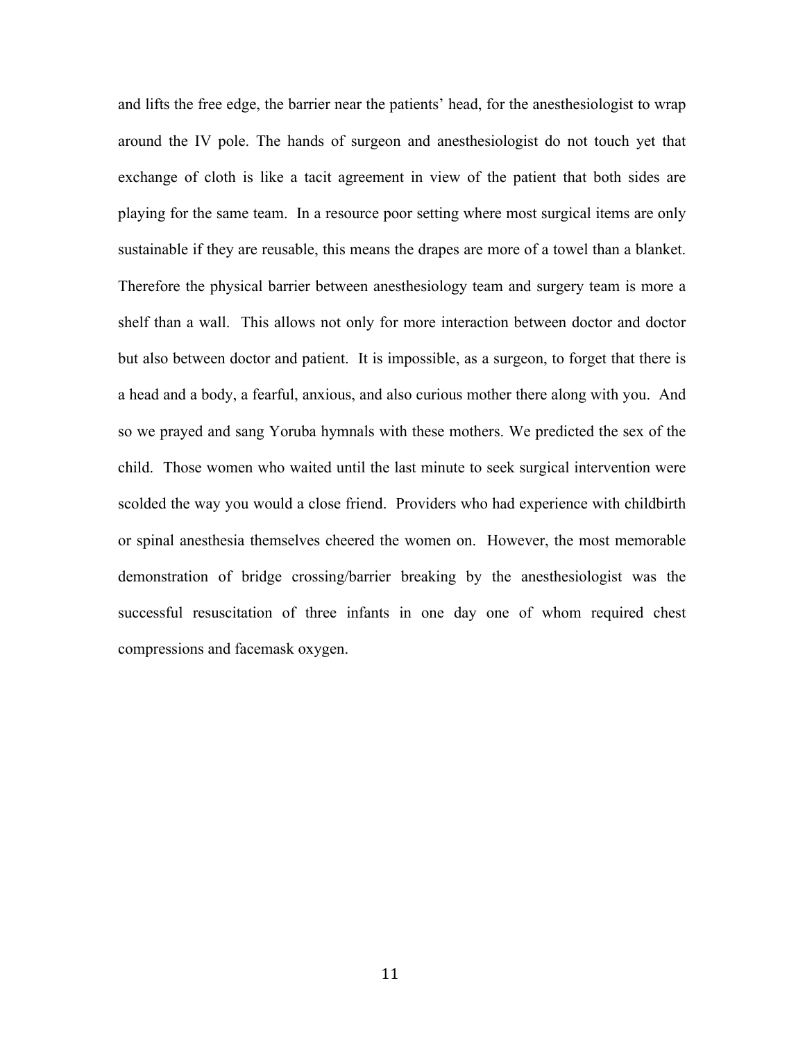and lifts the free edge, the barrier near the patients' head, for the anesthesiologist to wrap around the IV pole. The hands of surgeon and anesthesiologist do not touch yet that exchange of cloth is like a tacit agreement in view of the patient that both sides are playing for the same team. In a resource poor setting where most surgical items are only sustainable if they are reusable, this means the drapes are more of a towel than a blanket. Therefore the physical barrier between anesthesiology team and surgery team is more a shelf than a wall. This allows not only for more interaction between doctor and doctor but also between doctor and patient. It is impossible, as a surgeon, to forget that there is a head and a body, a fearful, anxious, and also curious mother there along with you. And so we prayed and sang Yoruba hymnals with these mothers. We predicted the sex of the child. Those women who waited until the last minute to seek surgical intervention were scolded the way you would a close friend. Providers who had experience with childbirth or spinal anesthesia themselves cheered the women on. However, the most memorable demonstration of bridge crossing/barrier breaking by the anesthesiologist was the successful resuscitation of three infants in one day one of whom required chest compressions and facemask oxygen.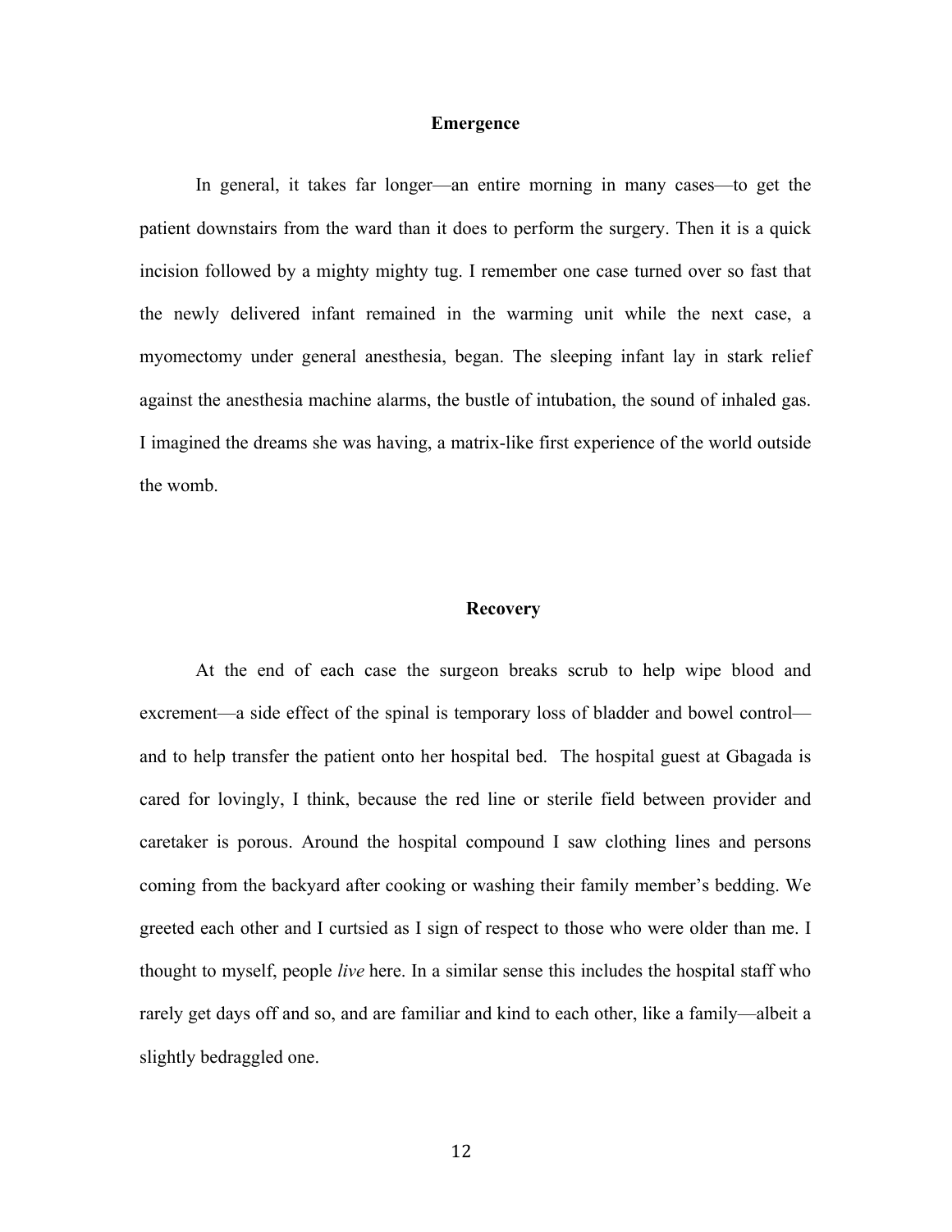## Emergence

In general, it takes far longer—an entire morning in many cases—to get the patient downstairs from the ward than it does to perform the surgery. Then it is a quick incision followed by a mighty mighty tug. I remember one case turned over so fast that the newly delivered infant remained in the warming unit while the next case, a myomectomy under general anesthesia, began. The sleeping infant lay in stark relief against the anesthesia machine alarms, the bustle of intubation, the sound of inhaled gas. I imagined the dreams she was having, a matrix-like first experience of the world outside the womb.

## Recovery

At the end of each case the surgeon breaks scrub to help wipe blood and excrement—a side effect of the spinal is temporary loss of bladder and bowel control—and to help transfer the patient onto her hospital bed. The hospital guest at Gbagada is cared for lovingly, I think, because the red line or sterile field between provider and caretaker is porous. Around the hospital compound I saw clothing lines and persons coming from the backyard after cooking or washing their family member's bedding. We greeted each other and I curtsied as I sign of respect to those who were older than me. I thought to myself, people *live* here. In a similar sense this includes the hospital staff who rarely get days off and so, and are familiar and kind to each other, like a family—albeit a slightly bedraggled one.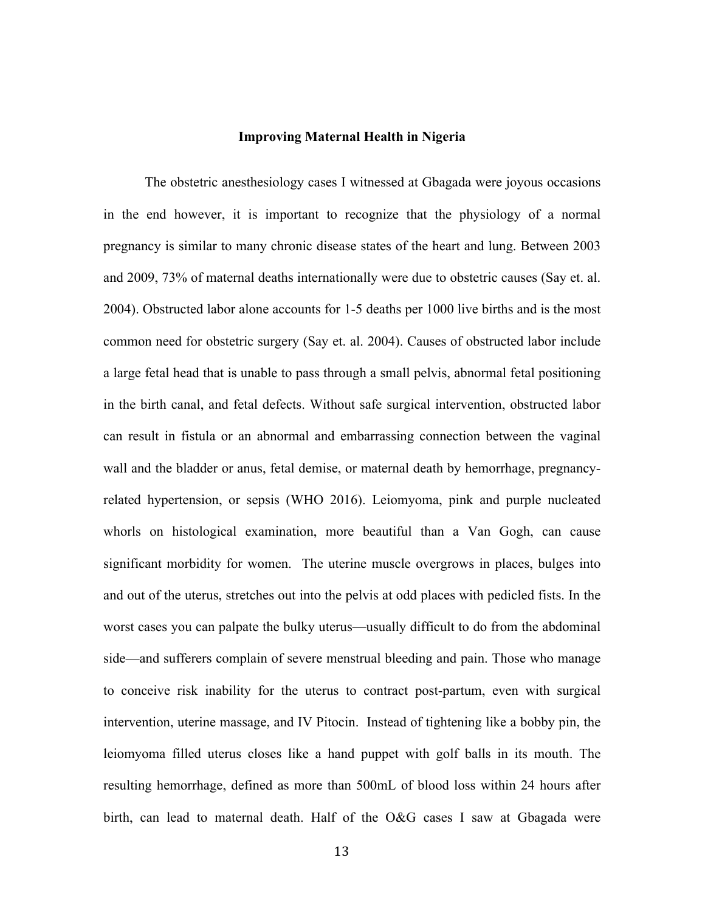**Improving Maternal Health in Nigeria**

The obstetric anesthesiology cases I witnessed at Gbagada were joyous occasions in the end however, it is important to recognize that the physiology of a normal pregnancy is similar to many chronic disease states of the heart and lung. Between 2003 and 2009, 73% of maternal deaths internationally were due to obstetric causes (Say et. al. 2004). Obstructed labor alone accounts for 1-5 deaths per 1000 live births and is the most common need for obstetric surgery (Say et. al. 2004). Causes of obstructed labor include a large fetal head that is unable to pass through a small pelvis, abnormal fetal positioning in the birth canal, and fetal defects. Without safe surgical intervention, obstructed labor can result in fistula or an abnormal and embarrassing connection between the vaginal wall and the bladder or anus, fetal demise, or maternal death by hemorrhage, pregnancy-related hypertension, or sepsis (WHO 2016). Leiomyoma, pink and purple nucleated whorls on histological examination, more beautiful than a Van Gogh, can cause significant morbidity for women. The uterine muscle overgrows in places, bulges into and out of the uterus, stretches out into the pelvis at odd places with pedicled fists. In the worst cases you can palpate the bulky uterus—usually difficult to do from the abdominal side—and sufferers complain of severe menstrual bleeding and pain. Those who manage to conceive risk inability for the uterus to contract post-partum, even with surgical intervention, uterine massage, and IV Pitocin. Instead of tightening like a bobby pin, the leiomyoma filled uterus closes like a hand puppet with golf balls in its mouth. The resulting hemorrhage, defined as more than 500mL of blood loss within 24 hours after birth, can lead to maternal death. Half of the O&G cases I saw at Gbagada were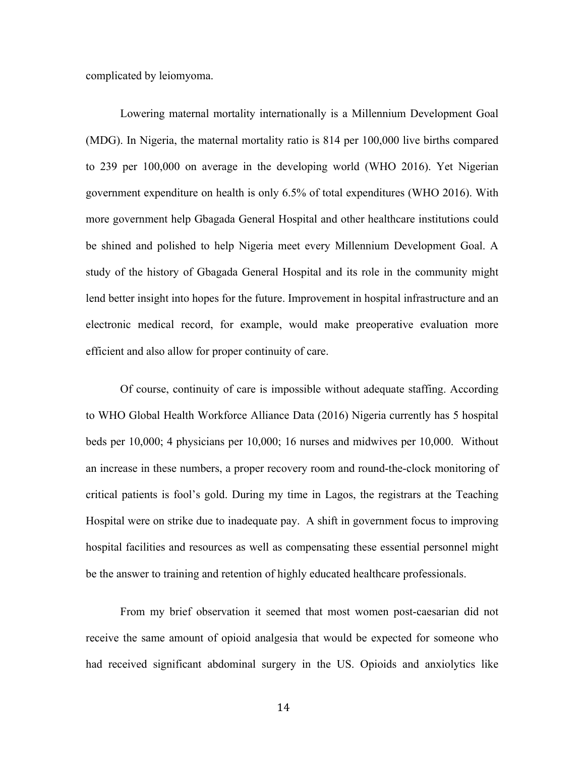complicated by leiomyoma.

Lowering maternal mortality internationally is a Millennium Development Goal (MDG). In Nigeria, the maternal mortality ratio is 814 per 100,000 live births compared to 239 per 100,000 on average in the developing world (WHO 2016). Yet Nigerian government expenditure on health is only 6.5% of total expenditures (WHO 2016). With more government help Gbagada General Hospital and other healthcare institutions could be shined and polished to help Nigeria meet every Millennium Development Goal. A study of the history of Gbagada General Hospital and its role in the community might lend better insight into hopes for the future. Improvement in hospital infrastructure and an electronic medical record, for example, would make preoperative evaluation more efficient and also allow for proper continuity of care.

Of course, continuity of care is impossible without adequate staffing. According to WHO Global Health Workforce Alliance Data (2016) Nigeria currently has 5 hospital beds per 10,000; 4 physicians per 10,000; 16 nurses and midwives per 10,000. Without an increase in these numbers, a proper recovery room and round-the-clock monitoring of critical patients is fool's gold. During my time in Lagos, the registrars at the Teaching Hospital were on strike due to inadequate pay. A shift in government focus to improving hospital facilities and resources as well as compensating these essential personnel might be the answer to training and retention of highly educated healthcare professionals.

From my brief observation it seemed that most women post-caesarian did not receive the same amount of opioid analgesia that would be expected for someone who had received significant abdominal surgery in the US. Opioids and anxiolytics like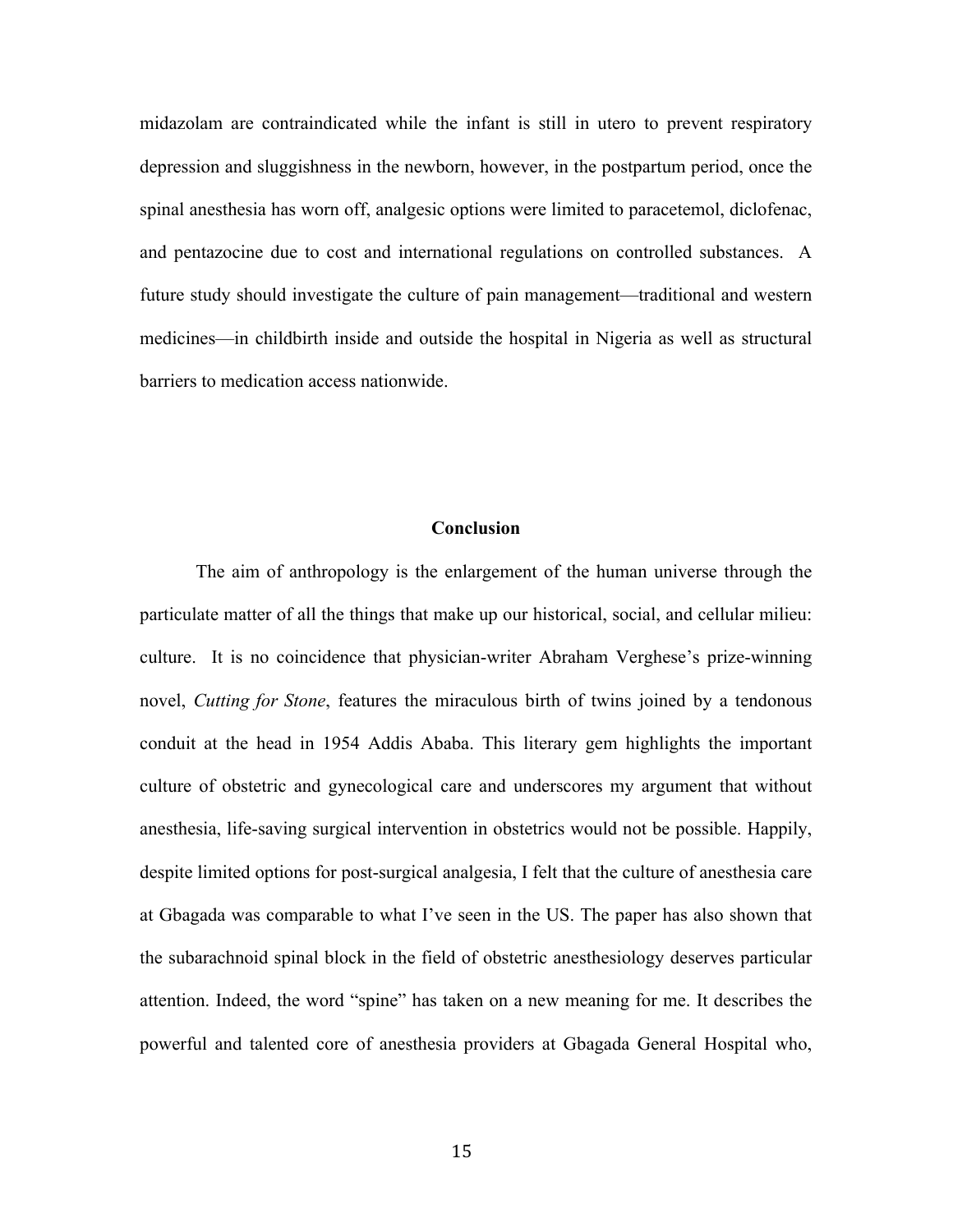midazolam are contraindicated while the infant is still in utero to prevent respiratory depression and sluggishness in the newborn, however, in the postpartum period, once the spinal anesthesia has worn off, analgesic options were limited to paracetemol, diclofenac, and pentazocine due to cost and international regulations on controlled substances. A future study should investigate the culture of pain management—traditional and western medicines—in childbirth inside and outside the hospital in Nigeria as well as structural barriers to medication access nationwide.

## Conclusion

The aim of anthropology is the enlargement of the human universe through the particulate matter of all the things that make up our historical, social, and cellular milieu: culture. It is no coincidence that physician-writer Abraham Verghese's prize-winning novel, *Cutting for Stone*, features the miraculous birth of twins joined by a tendonous conduit at the head in 1954 Addis Ababa. This literary gem highlights the important culture of obstetric and gynecological care and underscores my argument that without anesthesia, life-saving surgical intervention in obstetrics would not be possible. Happily, despite limited options for post-surgical analgesia, I felt that the culture of anesthesia care at Gbagada was comparable to what I've seen in the US. The paper has also shown that the subarachnoid spinal block in the field of obstetric anesthesiology deserves particular attention. Indeed, the word "spine" has taken on a new meaning for me. It describes the powerful and talented core of anesthesia providers at Gbagada General Hospital who,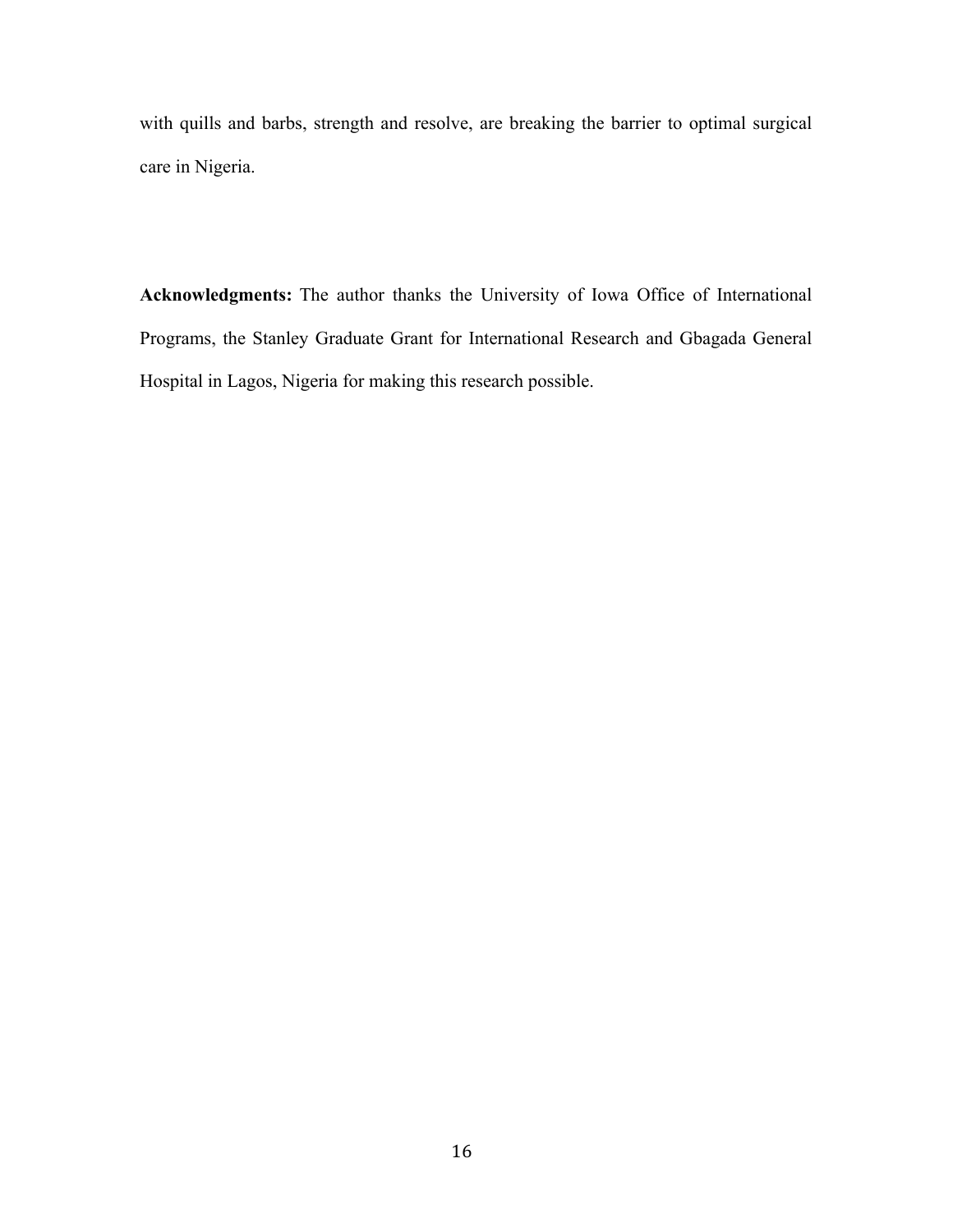with quills and barbs, strength and resolve, are breaking the barrier to optimal surgical care in Nigeria.

**Acknowledgments:** The author thanks the University of Iowa Office of International Programs, the Stanley Graduate Grant for International Research and Gbagada General Hospital in Lagos, Nigeria for making this research possible.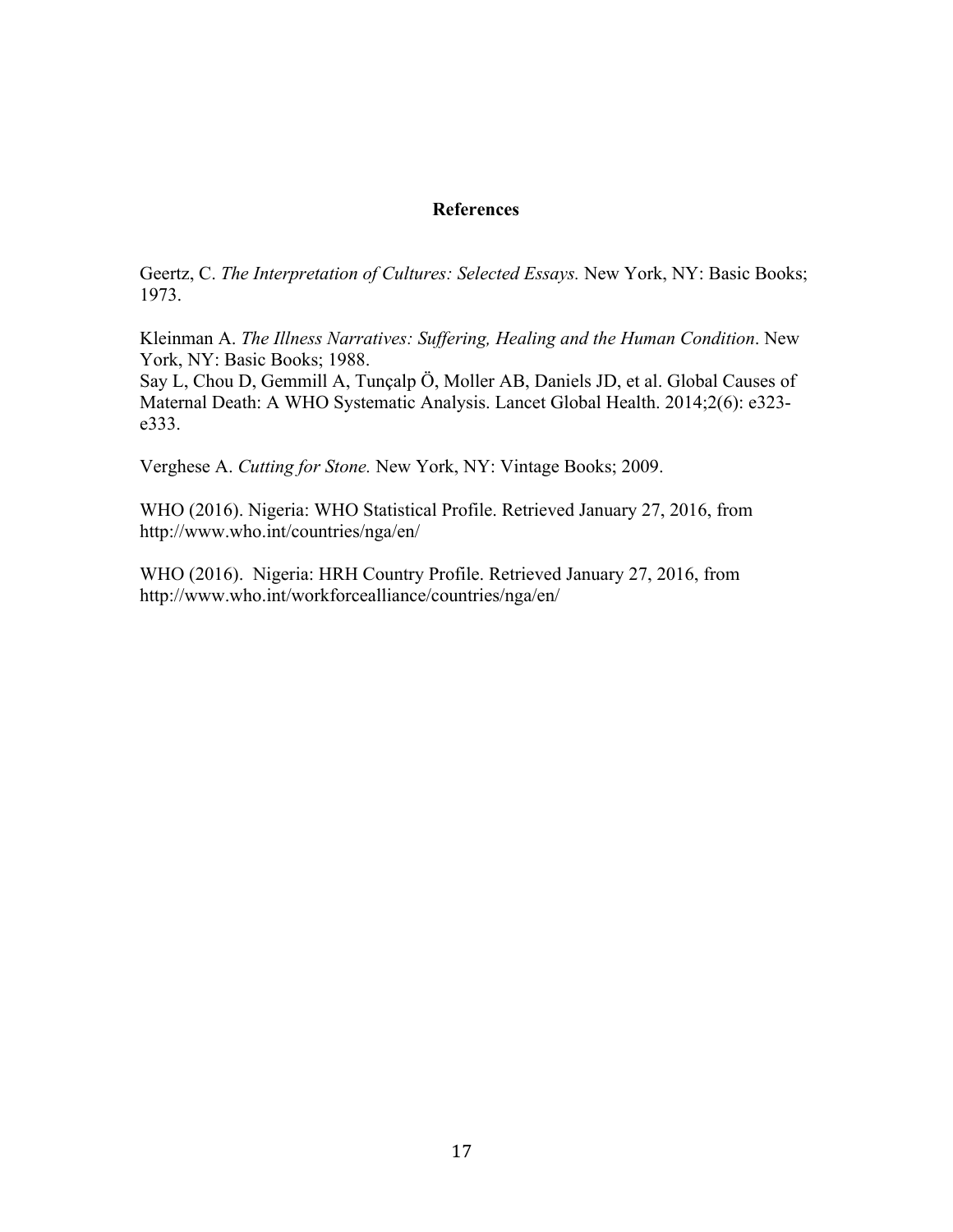## References

Geertz, C. *The Interpretation of Cultures: Selected Essays.* New York, NY: Basic Books; 1973.

Kleinman A. *The Illness Narratives: Suffering, Healing and the Human Condition*. New York, NY: Basic Books; 1988.
Say L, Chou D, Gemmill A, Tunçalp Ö, Moller AB, Daniels JD, et al. Global Causes of Maternal Death: A WHO Systematic Analysis. Lancet Global Health. 2014;2(6): e323-e333.

Verghese A. *Cutting for Stone.* New York, NY: Vintage Books; 2009.

WHO (2016). Nigeria: WHO Statistical Profile. Retrieved January 27, 2016, from http://www.who.int/countries/nga/en/

WHO (2016). Nigeria: HRH Country Profile. Retrieved January 27, 2016, from http://www.who.int/workforcealliance/countries/nga/en/